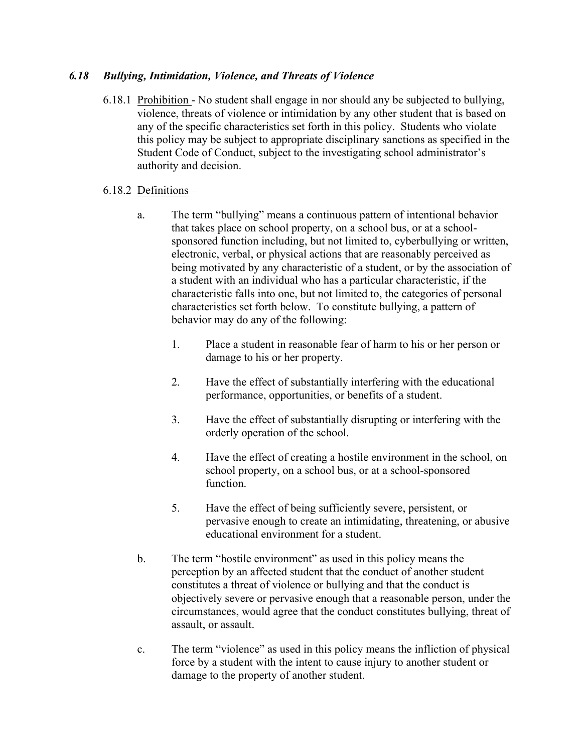### *6.18 Bullying, Intimidation, Violence, and Threats of Violence*

6.18.1 Prohibition - No student shall engage in nor should any be subjected to bullying, violence, threats of violence or intimidation by any other student that is based on any of the specific characteristics set forth in this policy. Students who violate this policy may be subject to appropriate disciplinary sanctions as specified in the Student Code of Conduct, subject to the investigating school administrator's authority and decision.

6.18.2 Definitions –

a. The term "bullying" means a continuous pattern of intentional behavior that takes place on school property, on a school bus, or at a school-sponsored function including, but not limited to, cyberbullying or written, electronic, verbal, or physical actions that are reasonably perceived as being motivated by any characteristic of a student, or by the association of a student with an individual who has a particular characteristic, if the characteristic falls into one, but not limited to, the categories of personal characteristics set forth below. To constitute bullying, a pattern of behavior may do any of the following:

1. Place a student in reasonable fear of harm to his or her person or damage to his or her property.
2. Have the effect of substantially interfering with the educational performance, opportunities, or benefits of a student.
3. Have the effect of substantially disrupting or interfering with the orderly operation of the school.
4. Have the effect of creating a hostile environment in the school, on school property, on a school bus, or at a school-sponsored function.
5. Have the effect of being sufficiently severe, persistent, or pervasive enough to create an intimidating, threatening, or abusive educational environment for a student.

b. The term "hostile environment" as used in this policy means the perception by an affected student that the conduct of another student constitutes a threat of violence or bullying and that the conduct is objectively severe or pervasive enough that a reasonable person, under the circumstances, would agree that the conduct constitutes bullying, threat of assault, or assault.

c. The term "violence" as used in this policy means the infliction of physical force by a student with the intent to cause injury to another student or damage to the property of another student.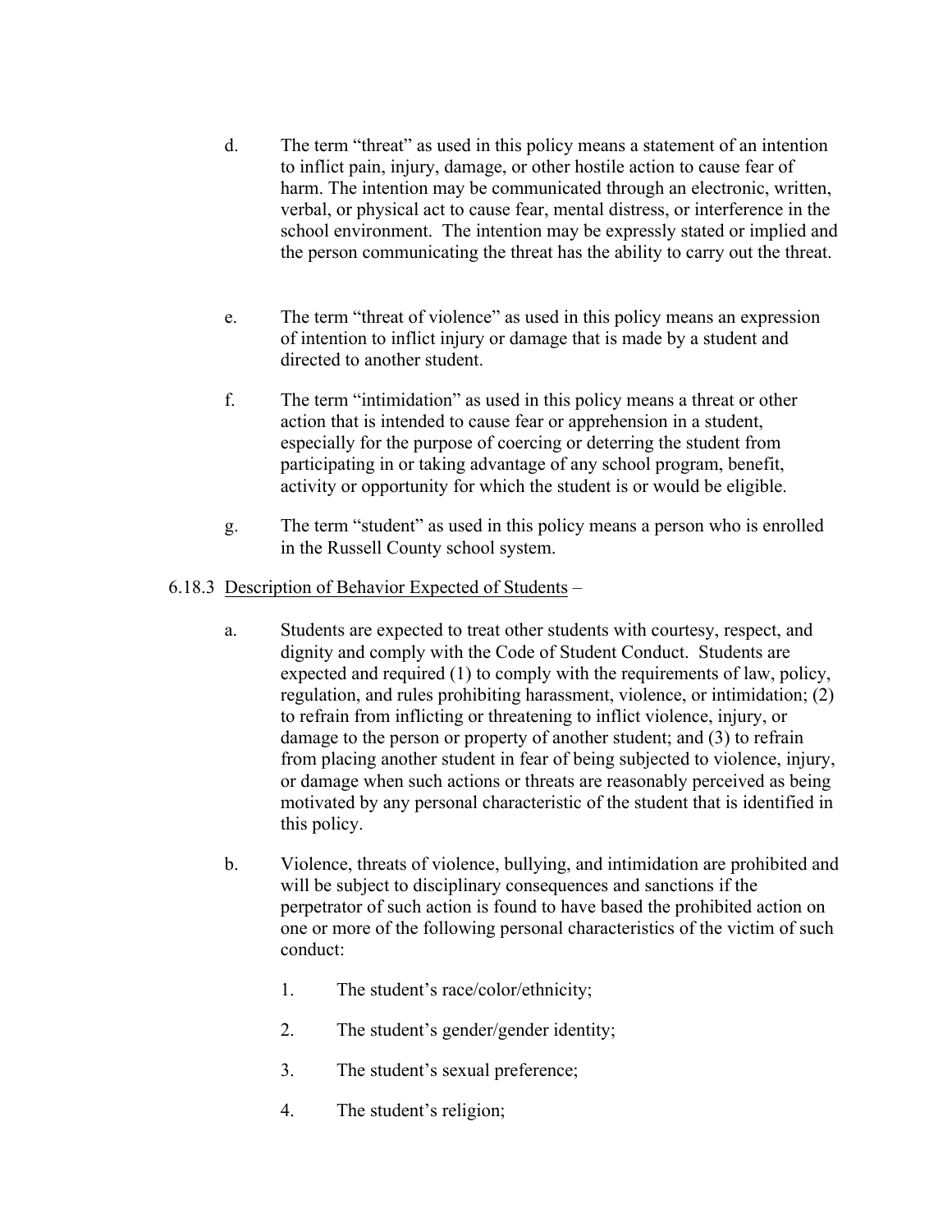d. The term "threat" as used in this policy means a statement of an intention to inflict pain, injury, damage, or other hostile action to cause fear of harm. The intention may be communicated through an electronic, written, verbal, or physical act to cause fear, mental distress, or interference in the school environment. The intention may be expressly stated or implied and the person communicating the threat has the ability to carry out the threat.

e. The term "threat of violence" as used in this policy means an expression of intention to inflict injury or damage that is made by a student and directed to another student.

f. The term "intimidation" as used in this policy means a threat or other action that is intended to cause fear or apprehension in a student, especially for the purpose of coercing or deterring the student from participating in or taking advantage of any school program, benefit, activity or opportunity for which the student is or would be eligible.

g. The term "student" as used in this policy means a person who is enrolled in the Russell County school system.

6.18.3 <u>Description of Behavior Expected of Students</u> –

a. Students are expected to treat other students with courtesy, respect, and dignity and comply with the Code of Student Conduct. Students are expected and required (1) to comply with the requirements of law, policy, regulation, and rules prohibiting harassment, violence, or intimidation; (2) to refrain from inflicting or threatening to inflict violence, injury, or damage to the person or property of another student; and (3) to refrain from placing another student in fear of being subjected to violence, injury, or damage when such actions or threats are reasonably perceived as being motivated by any personal characteristic of the student that is identified in this policy.

b. Violence, threats of violence, bullying, and intimidation are prohibited and will be subject to disciplinary consequences and sanctions if the perpetrator of such action is found to have based the prohibited action on one or more of the following personal characteristics of the victim of such conduct:

1. The student's race/color/ethnicity;
2. The student's gender/gender identity;
3. The student's sexual preference;
4. The student's religion;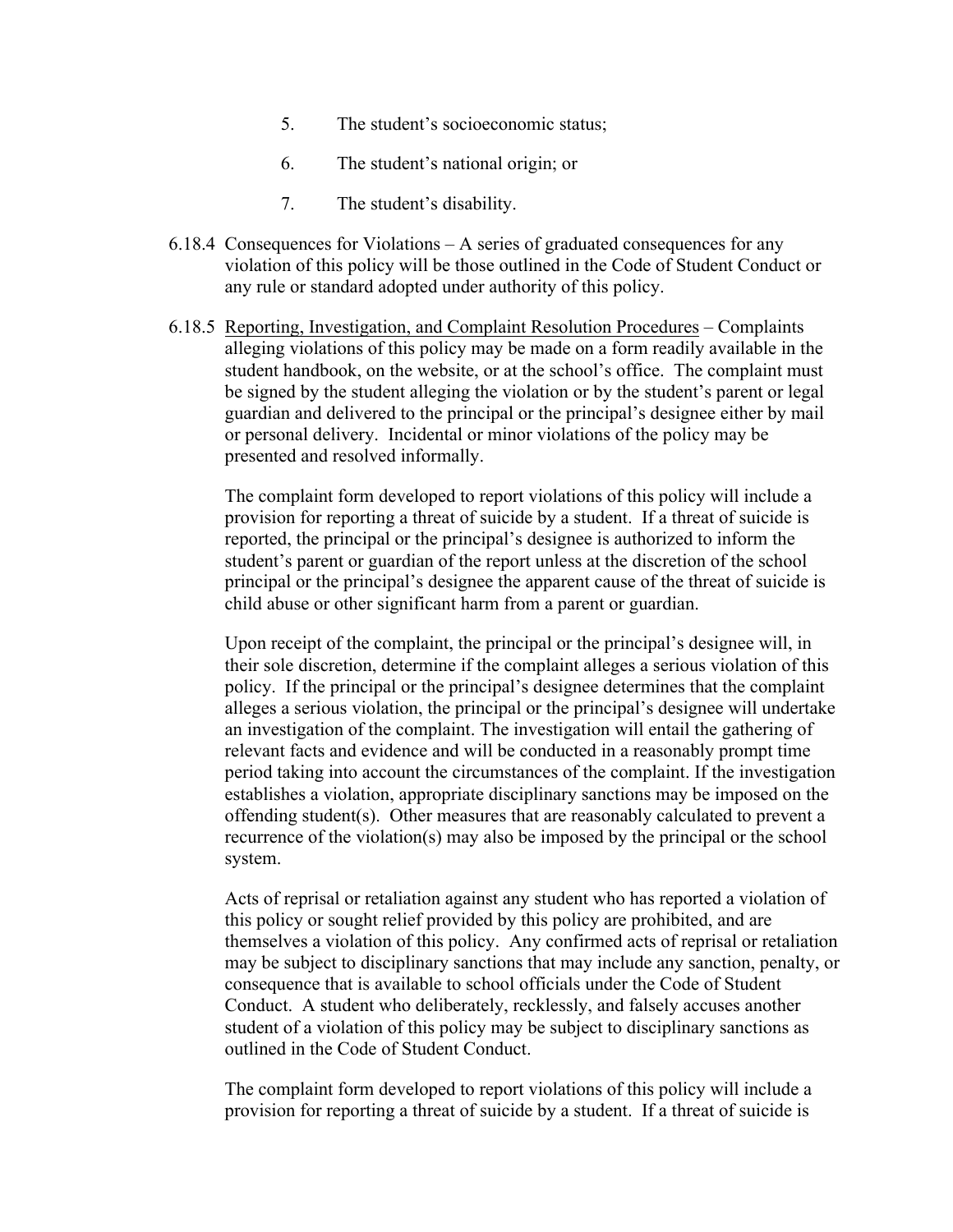5. The student's socioeconomic status;

6. The student's national origin; or

7. The student's disability.

6.18.4 Consequences for Violations – A series of graduated consequences for any violation of this policy will be those outlined in the Code of Student Conduct or any rule or standard adopted under authority of this policy.

6.18.5 <u>Reporting, Investigation, and Complaint Resolution Procedures</u> – Complaints alleging violations of this policy may be made on a form readily available in the student handbook, on the website, or at the school's office. The complaint must be signed by the student alleging the violation or by the student's parent or legal guardian and delivered to the principal or the principal's designee either by mail or personal delivery. Incidental or minor violations of the policy may be presented and resolved informally.

The complaint form developed to report violations of this policy will include a provision for reporting a threat of suicide by a student. If a threat of suicide is reported, the principal or the principal's designee is authorized to inform the student's parent or guardian of the report unless at the discretion of the school principal or the principal's designee the apparent cause of the threat of suicide is child abuse or other significant harm from a parent or guardian.

Upon receipt of the complaint, the principal or the principal's designee will, in their sole discretion, determine if the complaint alleges a serious violation of this policy. If the principal or the principal's designee determines that the complaint alleges a serious violation, the principal or the principal's designee will undertake an investigation of the complaint. The investigation will entail the gathering of relevant facts and evidence and will be conducted in a reasonably prompt time period taking into account the circumstances of the complaint. If the investigation establishes a violation, appropriate disciplinary sanctions may be imposed on the offending student(s). Other measures that are reasonably calculated to prevent a recurrence of the violation(s) may also be imposed by the principal or the school system.

Acts of reprisal or retaliation against any student who has reported a violation of this policy or sought relief provided by this policy are prohibited, and are themselves a violation of this policy. Any confirmed acts of reprisal or retaliation may be subject to disciplinary sanctions that may include any sanction, penalty, or consequence that is available to school officials under the Code of Student Conduct. A student who deliberately, recklessly, and falsely accuses another student of a violation of this policy may be subject to disciplinary sanctions as outlined in the Code of Student Conduct.

The complaint form developed to report violations of this policy will include a provision for reporting a threat of suicide by a student. If a threat of suicide is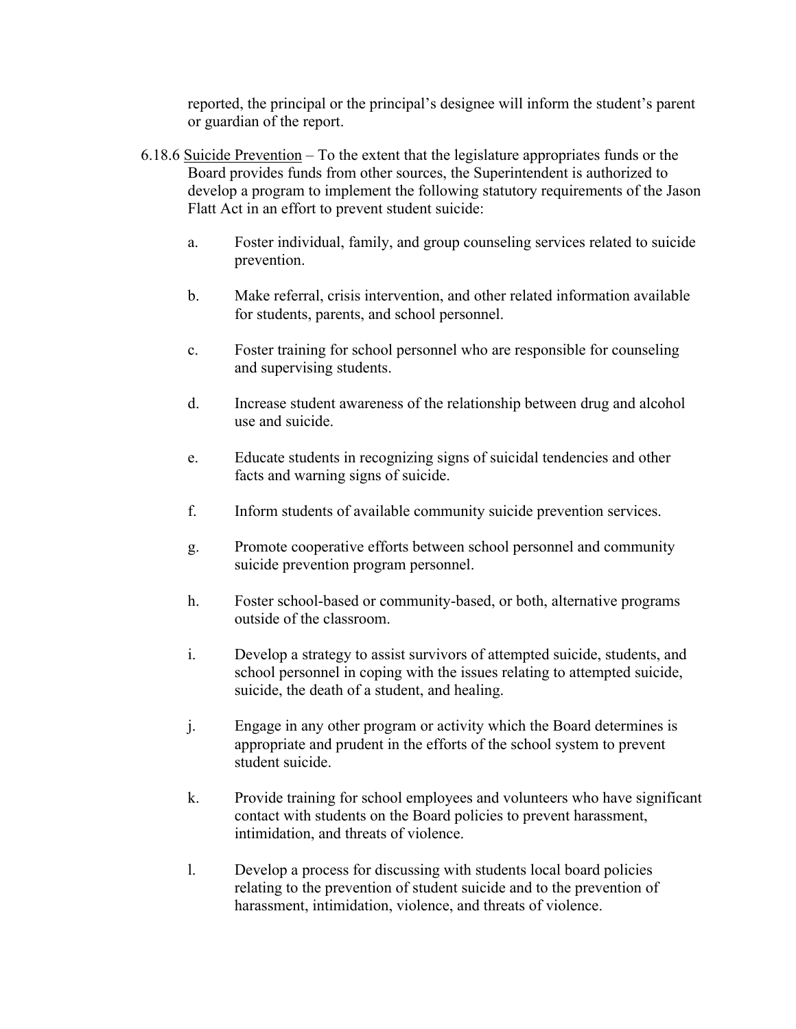reported, the principal or the principal's designee will inform the student's parent or guardian of the report.

6.18.6 <u>Suicide Prevention</u> – To the extent that the legislature appropriates funds or the Board provides funds from other sources, the Superintendent is authorized to develop a program to implement the following statutory requirements of the Jason Flatt Act in an effort to prevent student suicide:

a. Foster individual, family, and group counseling services related to suicide prevention.

b. Make referral, crisis intervention, and other related information available for students, parents, and school personnel.

c. Foster training for school personnel who are responsible for counseling and supervising students.

d. Increase student awareness of the relationship between drug and alcohol use and suicide.

e. Educate students in recognizing signs of suicidal tendencies and other facts and warning signs of suicide.

f. Inform students of available community suicide prevention services.

g. Promote cooperative efforts between school personnel and community suicide prevention program personnel.

h. Foster school-based or community-based, or both, alternative programs outside of the classroom.

i. Develop a strategy to assist survivors of attempted suicide, students, and school personnel in coping with the issues relating to attempted suicide, suicide, the death of a student, and healing.

j. Engage in any other program or activity which the Board determines is appropriate and prudent in the efforts of the school system to prevent student suicide.

k. Provide training for school employees and volunteers who have significant contact with students on the Board policies to prevent harassment, intimidation, and threats of violence.

l. Develop a process for discussing with students local board policies relating to the prevention of student suicide and to the prevention of harassment, intimidation, violence, and threats of violence.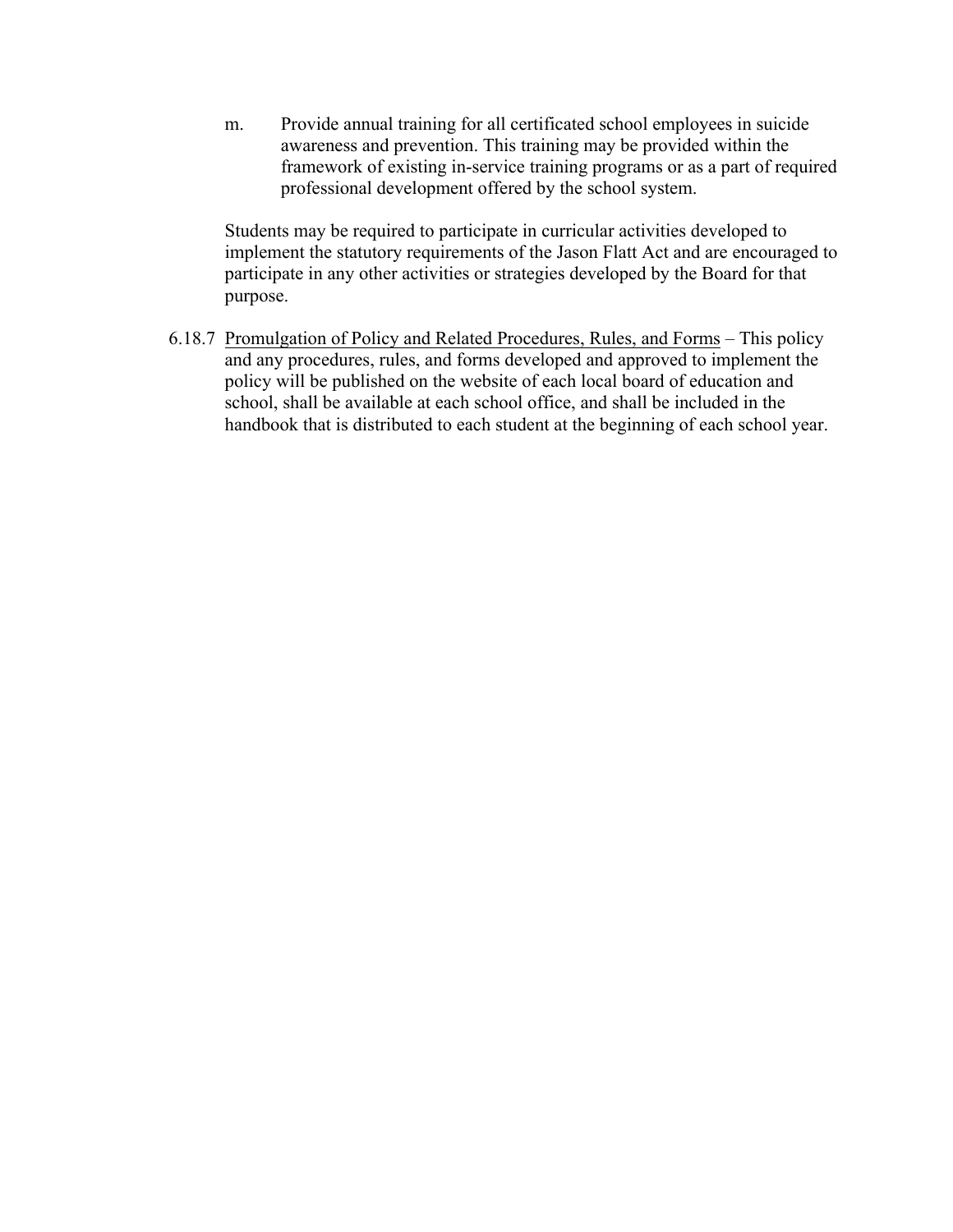m. Provide annual training for all certificated school employees in suicide awareness and prevention. This training may be provided within the framework of existing in-service training programs or as a part of required professional development offered by the school system.

Students may be required to participate in curricular activities developed to implement the statutory requirements of the Jason Flatt Act and are encouraged to participate in any other activities or strategies developed by the Board for that purpose.

6.18.7 <u>Promulgation of Policy and Related Procedures, Rules, and Forms</u> – This policy and any procedures, rules, and forms developed and approved to implement the policy will be published on the website of each local board of education and school, shall be available at each school office, and shall be included in the handbook that is distributed to each student at the beginning of each school year.